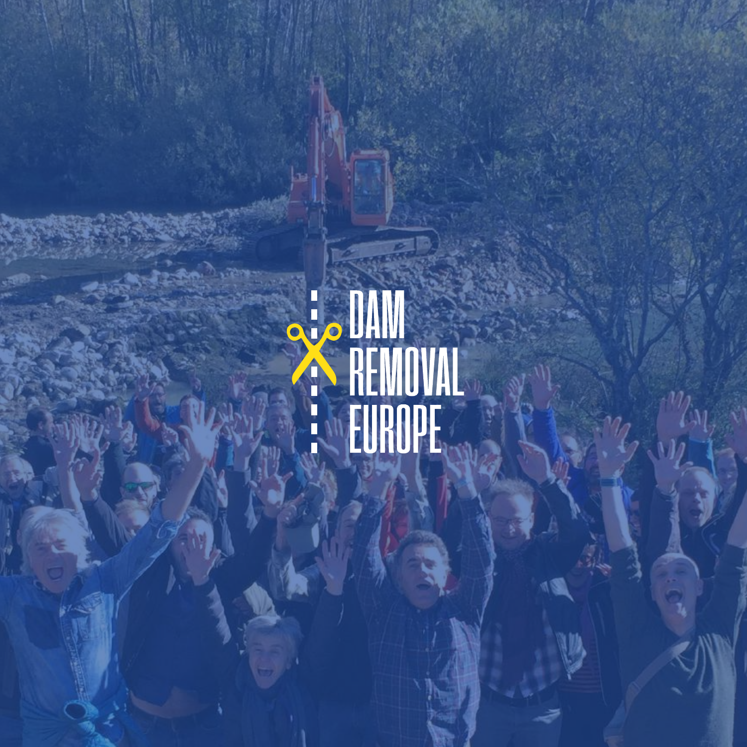# DAM REMOVAL EUROPE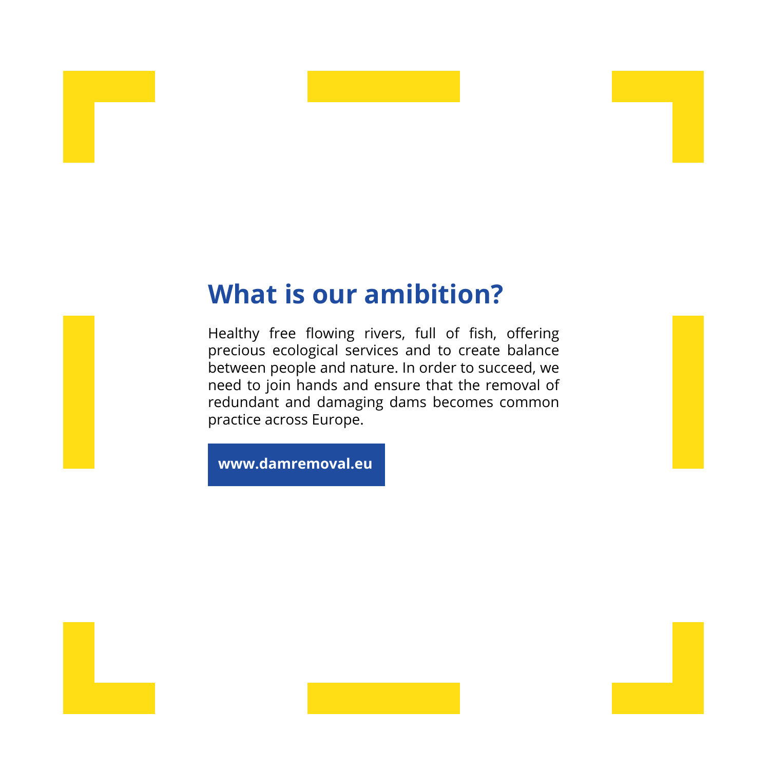## What is our amibition?

Healthy free flowing rivers, full of fish, offering precious ecological services and to create balance between people and nature. In order to succeed, we need to join hands and ensure that the removal of redundant and damaging dams becomes common practice across Europe.

**www.damremoval.eu**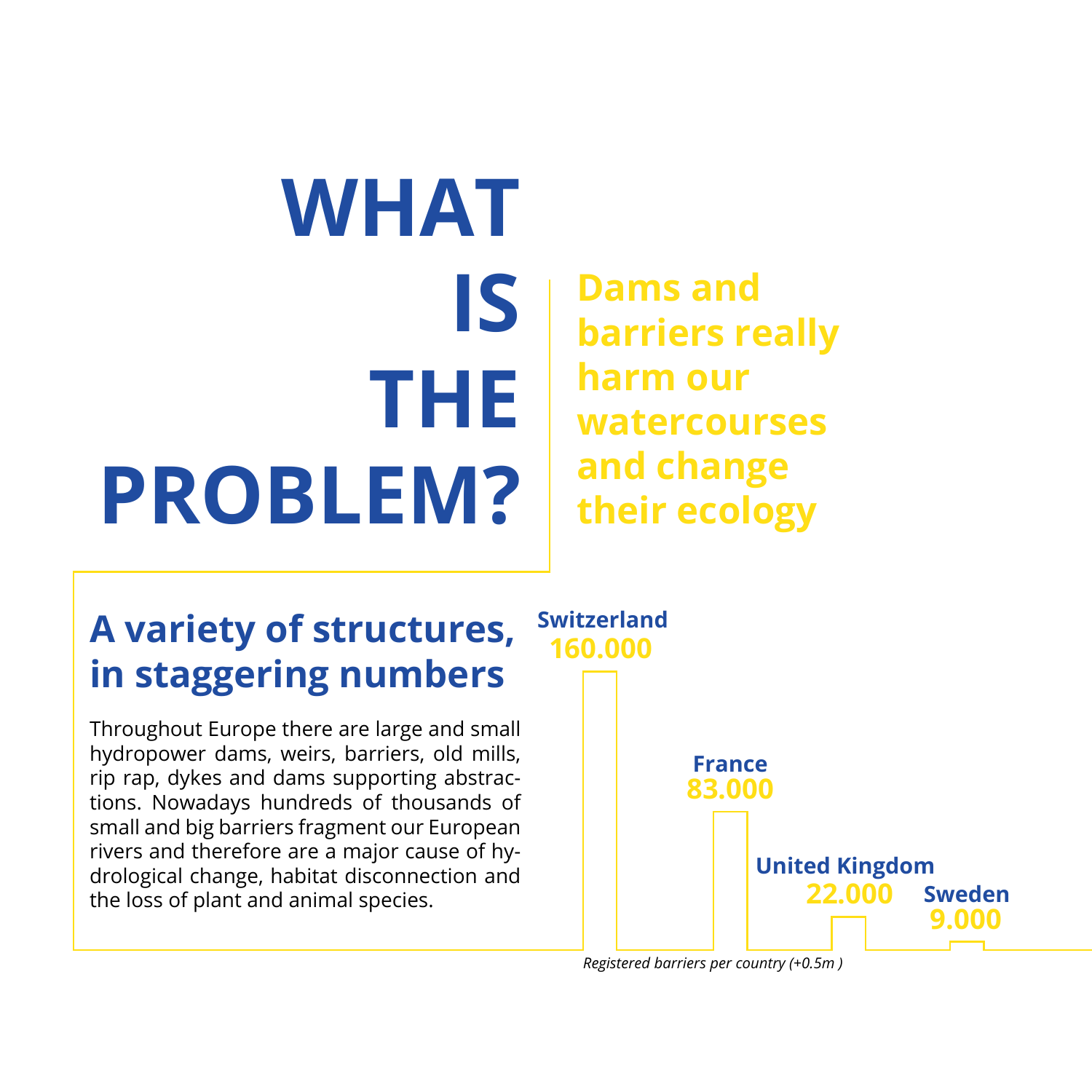# WHAT IS THE PROBLEM?

**Dams and barriers really harm our watercourses and change their ecology**

## A variety of structures, in staggering numbers

Throughout Europe there are large and small hydropower dams, weirs, barriers, old mills, rip rap, dykes and dams supporting abstractions. Nowadays hundreds of thousands of small and big barriers fragment our European rivers and therefore are a major cause of hydrological change, habitat disconnection and the loss of plant and animal species.

| Country | Registered barriers |
| --- | --- |
| Switzerland | 160.000 |
| France | 83.000 |
| United Kingdom | 22.000 |
| Sweden | 9.000 |

*Registered barriers per country (+0.5m )*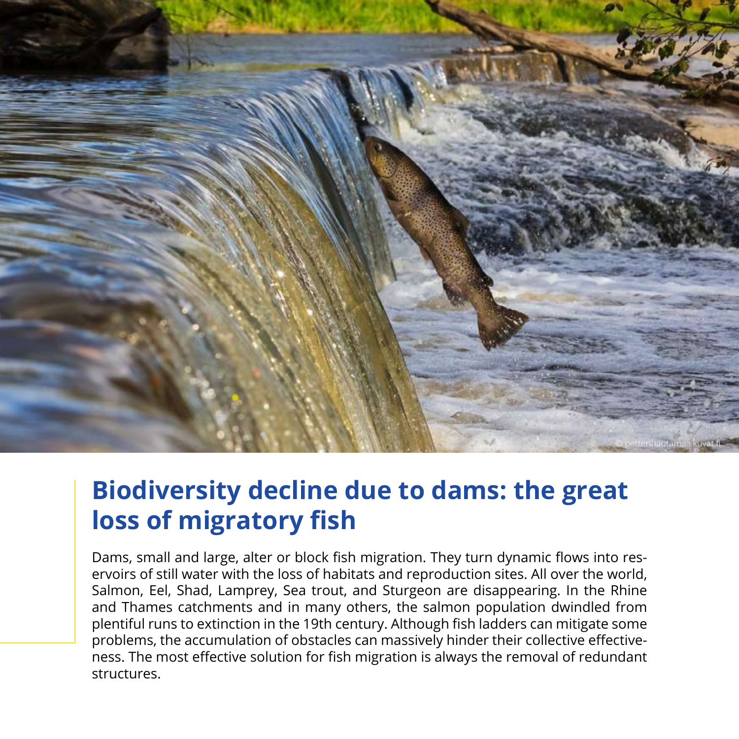## Biodiversity decline due to dams: the great loss of migratory fish

Dams, small and large, alter or block fish migration. They turn dynamic flows into reservoirs of still water with the loss of habitats and reproduction sites. All over the world, Salmon, Eel, Shad, Lamprey, Sea trout, and Sturgeon are disappearing. In the Rhine and Thames catchments and in many others, the salmon population dwindled from plentiful runs to extinction in the 19th century. Although fish ladders can mitigate some problems, the accumulation of obstacles can massively hinder their collective effectiveness. The most effective solution for fish migration is always the removal of redundant structures.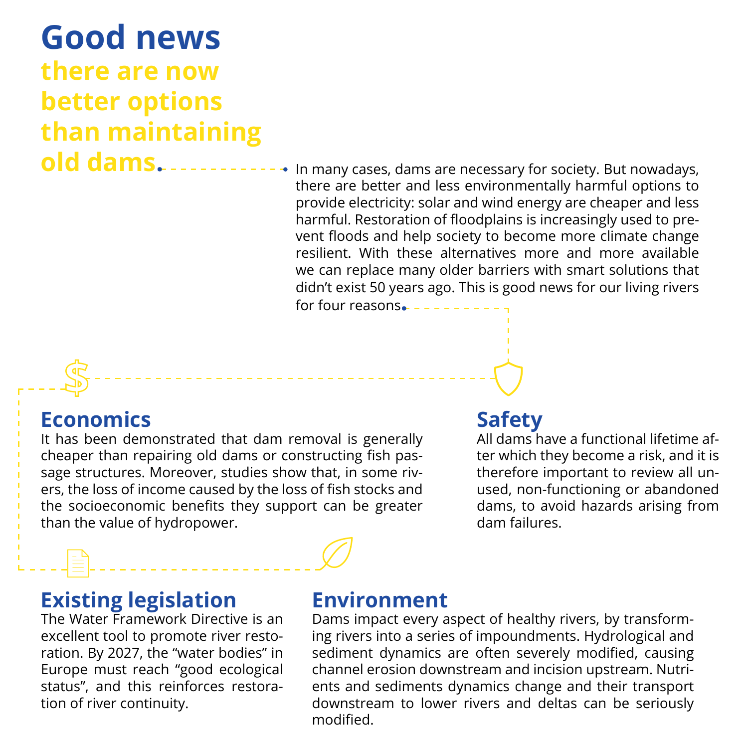# Good news

## there are now better options than maintaining old dams.

In many cases, dams are necessary for society. But nowadays, there are better and less environmentally harmful options to provide electricity: solar and wind energy are cheaper and less harmful. Restoration of floodplains is increasingly used to prevent floods and help society to become more climate change resilient. With these alternatives more and more available we can replace many older barriers with smart solutions that didn't exist 50 years ago. This is good news for our living rivers for four reasons.

## Safety

All dams have a functional lifetime after which they become a risk, and it is therefore important to review all unused, non-functioning or abandoned dams, to avoid hazards arising from dam failures.

## Economics

It has been demonstrated that dam removal is generally cheaper than repairing old dams or constructing fish passage structures. Moreover, studies show that, in some rivers, the loss of income caused by the loss of fish stocks and the socioeconomic benefits they support can be greater than the value of hydropower.

## Existing legislation

The Water Framework Directive is an excellent tool to promote river restoration. By 2027, the "water bodies" in Europe must reach "good ecological status", and this reinforces restoration of river continuity.

## Environment

Dams impact every aspect of healthy rivers, by transforming rivers into a series of impoundments. Hydrological and sediment dynamics are often severely modified, causing channel erosion downstream and incision upstream. Nutrients and sediments dynamics change and their transport downstream to lower rivers and deltas can be seriously modified.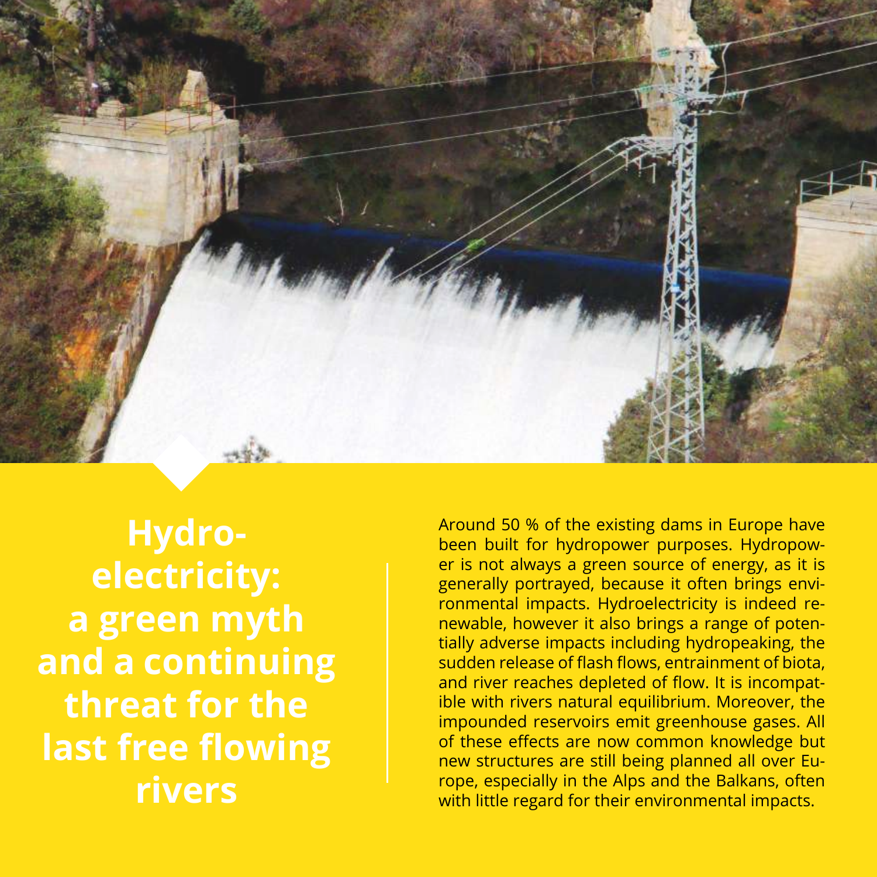# Hydro-electricity: a green myth and a continuing threat for the last free flowing rivers

Around 50 % of the existing dams in Europe have been built for hydropower purposes. Hydropower is not always a green source of energy, as it is generally portrayed, because it often brings environmental impacts. Hydroelectricity is indeed renewable, however it also brings a range of potentially adverse impacts including hydropeaking, the sudden release of flash flows, entrainment of biota, and river reaches depleted of flow. It is incompatible with rivers natural equilibrium. Moreover, the impounded reservoirs emit greenhouse gases. All of these effects are now common knowledge but new structures are still being planned all over Europe, especially in the Alps and the Balkans, often with little regard for their environmental impacts.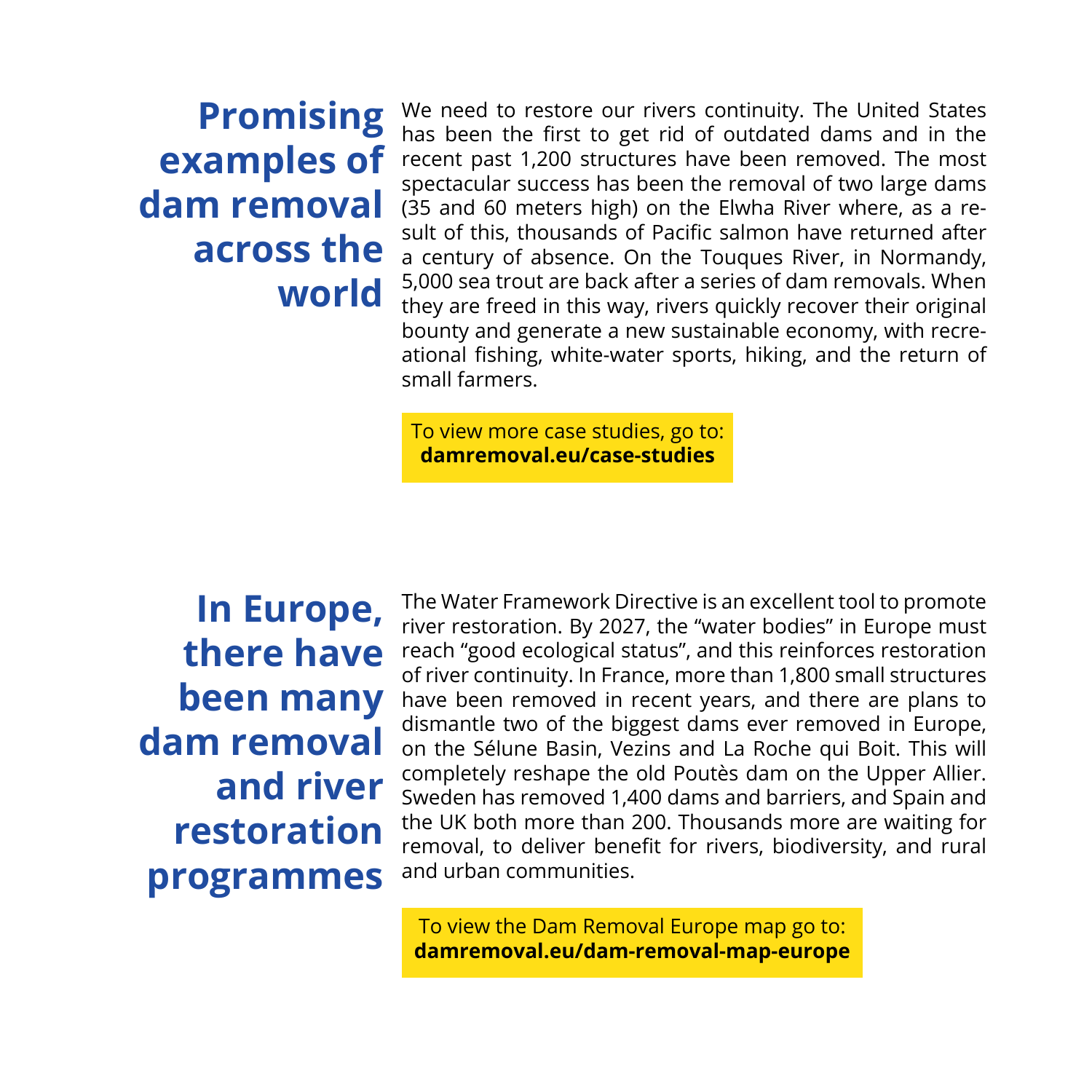## Promising examples of dam removal across the world

We need to restore our rivers continuity. The United States has been the first to get rid of outdated dams and in the recent past 1,200 structures have been removed. The most spectacular success has been the removal of two large dams (35 and 60 meters high) on the Elwha River where, as a result of this, thousands of Pacific salmon have returned after a century of absence. On the Touques River, in Normandy, 5,000 sea trout are back after a series of dam removals. When they are freed in this way, rivers quickly recover their original bounty and generate a new sustainable economy, with recreational fishing, white-water sports, hiking, and the return of small farmers.

To view more case studies, go to:
**damremoval.eu/case-studies**

## In Europe, there have been many dam removal and river restoration programmes

The Water Framework Directive is an excellent tool to promote river restoration. By 2027, the "water bodies" in Europe must reach "good ecological status", and this reinforces restoration of river continuity. In France, more than 1,800 small structures have been removed in recent years, and there are plans to dismantle two of the biggest dams ever removed in Europe, on the Sélune Basin, Vezins and La Roche qui Boit. This will completely reshape the old Poutès dam on the Upper Allier. Sweden has removed 1,400 dams and barriers, and Spain and the UK both more than 200. Thousands more are waiting for removal, to deliver benefit for rivers, biodiversity, and rural and urban communities.

To view the Dam Removal Europe map go to:
**damremoval.eu/dam-removal-map-europe**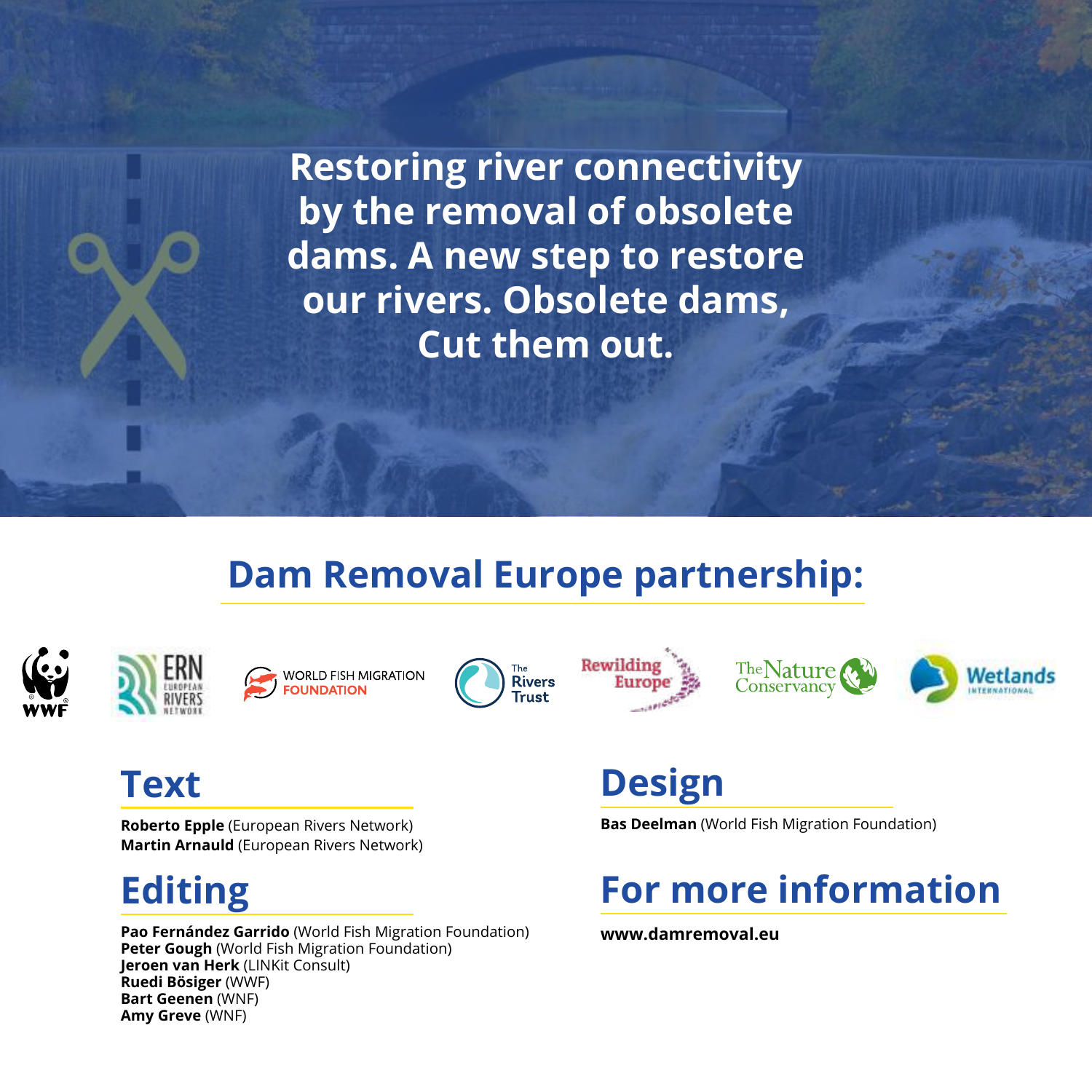**Restoring river connectivity by the removal of obsolete dams. A new step to restore our rivers. Obsolete dams, Cut them out.**

## Dam Removal Europe partnership:

WWF · ERN European Rivers Network · World Fish Migration Foundation · The Rivers Trust · Rewilding Europe · The Nature Conservancy · Wetlands International

## Text

**Roberto Epple** (European Rivers Network)
**Martin Arnauld** (European Rivers Network)

## Editing

**Pao Fernández Garrido** (World Fish Migration Foundation)
**Peter Gough** (World Fish Migration Foundation)
**Jeroen van Herk** (LINKit Consult)
**Ruedi Bösiger** (WWF)
**Bart Geenen** (WNF)
**Amy Greve** (WNF)

## Design

**Bas Deelman** (World Fish Migration Foundation)

## For more information

**www.damremoval.eu**